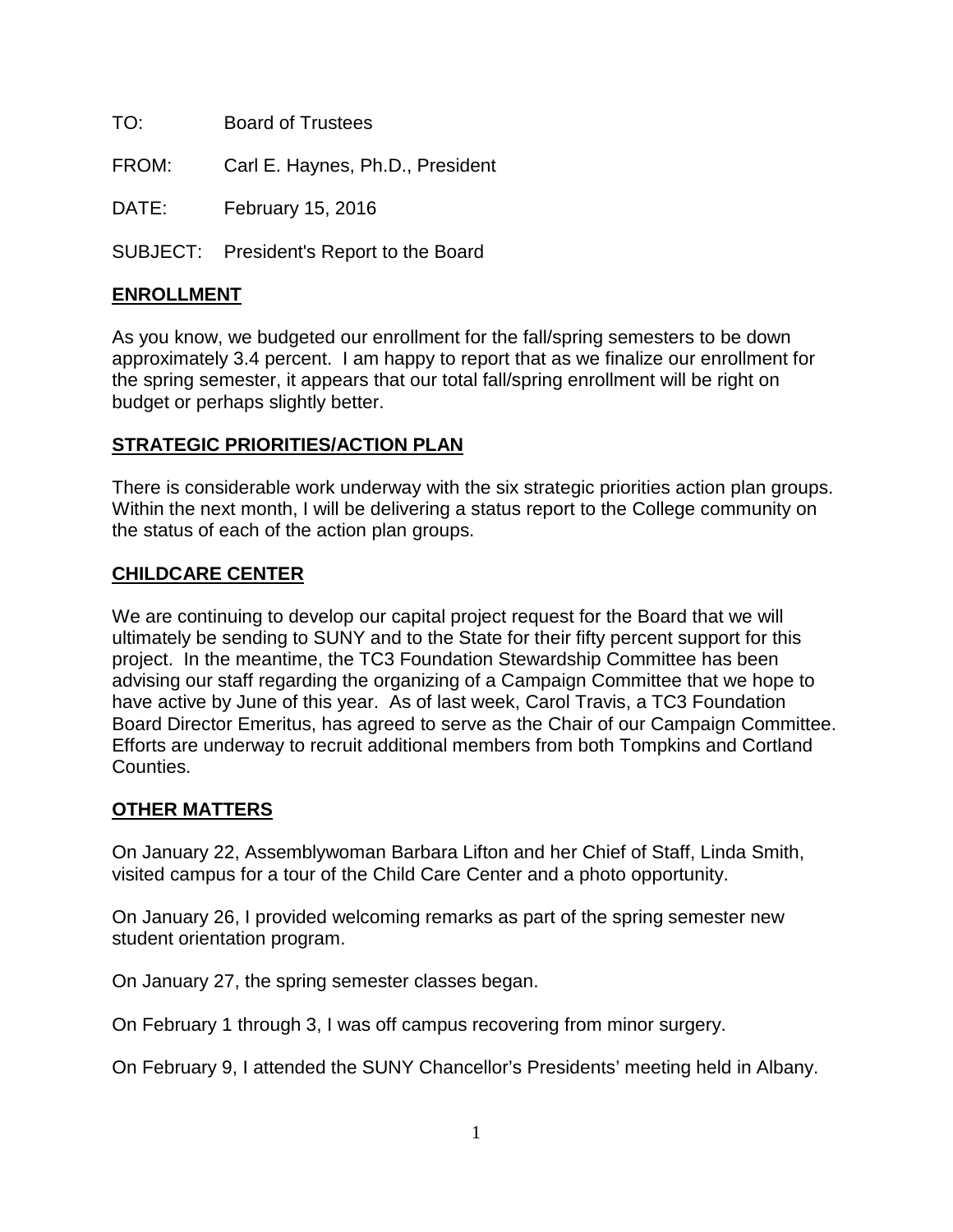TO: Board of Trustees

FROM: Carl E. Haynes, Ph.D., President

DATE: February 15, 2016

SUBJECT: President's Report to the Board

## ENROLLMENT

As you know, we budgeted our enrollment for the fall/spring semesters to be down approximately 3.4 percent. I am happy to report that as we finalize our enrollment for the spring semester, it appears that our total fall/spring enrollment will be right on budget or perhaps slightly better.

## STRATEGIC PRIORITIES/ACTION PLAN

There is considerable work underway with the six strategic priorities action plan groups. Within the next month, I will be delivering a status report to the College community on the status of each of the action plan groups.

## CHILDCARE CENTER

We are continuing to develop our capital project request for the Board that we will ultimately be sending to SUNY and to the State for their fifty percent support for this project. In the meantime, the TC3 Foundation Stewardship Committee has been advising our staff regarding the organizing of a Campaign Committee that we hope to have active by June of this year. As of last week, Carol Travis, a TC3 Foundation Board Director Emeritus, has agreed to serve as the Chair of our Campaign Committee. Efforts are underway to recruit additional members from both Tompkins and Cortland Counties.

## OTHER MATTERS

On January 22, Assemblywoman Barbara Lifton and her Chief of Staff, Linda Smith, visited campus for a tour of the Child Care Center and a photo opportunity.

On January 26, I provided welcoming remarks as part of the spring semester new student orientation program.

On January 27, the spring semester classes began.

On February 1 through 3, I was off campus recovering from minor surgery.

On February 9, I attended the SUNY Chancellor's Presidents' meeting held in Albany.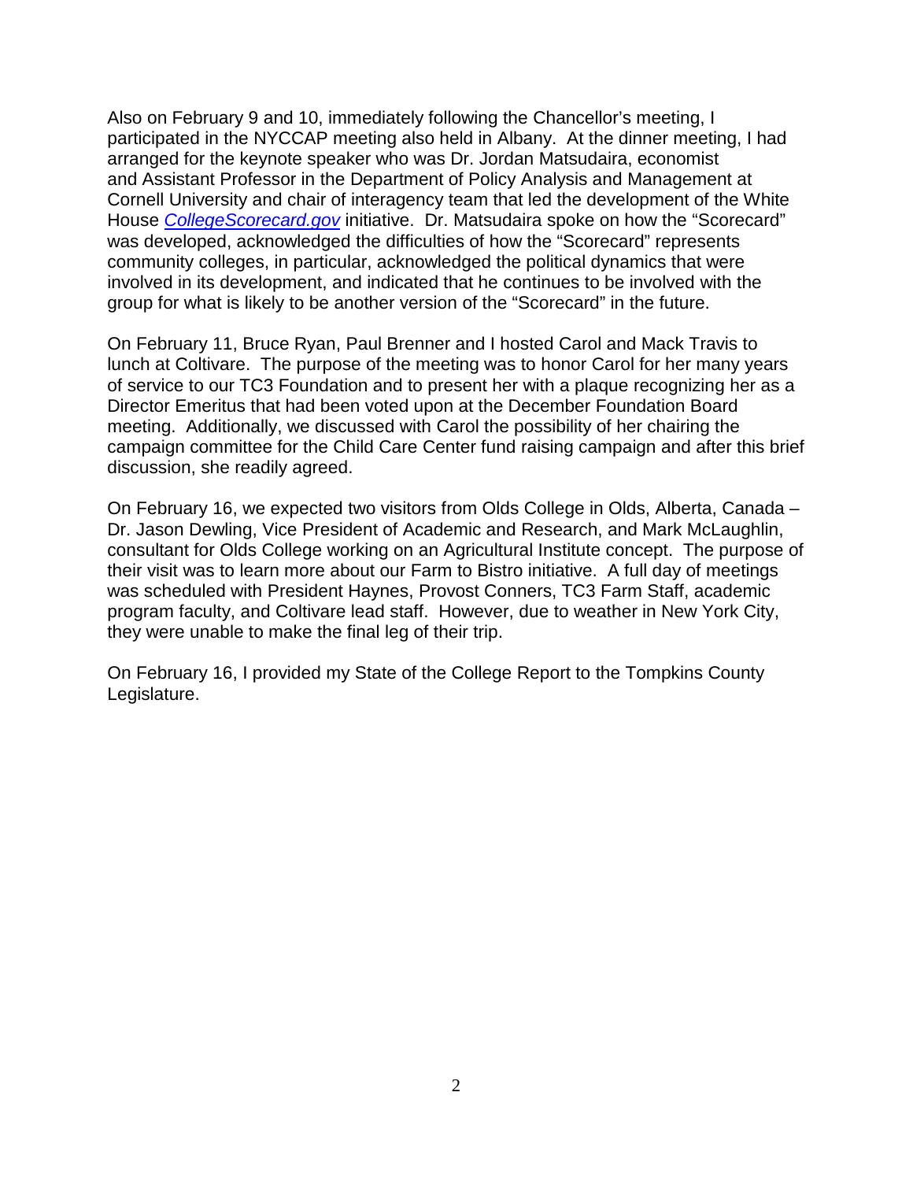Also on February 9 and 10, immediately following the Chancellor's meeting, I participated in the NYCCAP meeting also held in Albany. At the dinner meeting, I had arranged for the keynote speaker who was Dr. Jordan Matsudaira, economist and Assistant Professor in the Department of Policy Analysis and Management at Cornell University and chair of interagency team that led the development of the White House *CollegeScorecard.gov* initiative. Dr. Matsudaira spoke on how the "Scorecard" was developed, acknowledged the difficulties of how the "Scorecard" represents community colleges, in particular, acknowledged the political dynamics that were involved in its development, and indicated that he continues to be involved with the group for what is likely to be another version of the "Scorecard" in the future.

On February 11, Bruce Ryan, Paul Brenner and I hosted Carol and Mack Travis to lunch at Coltivare. The purpose of the meeting was to honor Carol for her many years of service to our TC3 Foundation and to present her with a plaque recognizing her as a Director Emeritus that had been voted upon at the December Foundation Board meeting. Additionally, we discussed with Carol the possibility of her chairing the campaign committee for the Child Care Center fund raising campaign and after this brief discussion, she readily agreed.

On February 16, we expected two visitors from Olds College in Olds, Alberta, Canada – Dr. Jason Dewling, Vice President of Academic and Research, and Mark McLaughlin, consultant for Olds College working on an Agricultural Institute concept. The purpose of their visit was to learn more about our Farm to Bistro initiative. A full day of meetings was scheduled with President Haynes, Provost Conners, TC3 Farm Staff, academic program faculty, and Coltivare lead staff. However, due to weather in New York City, they were unable to make the final leg of their trip.

On February 16, I provided my State of the College Report to the Tompkins County Legislature.